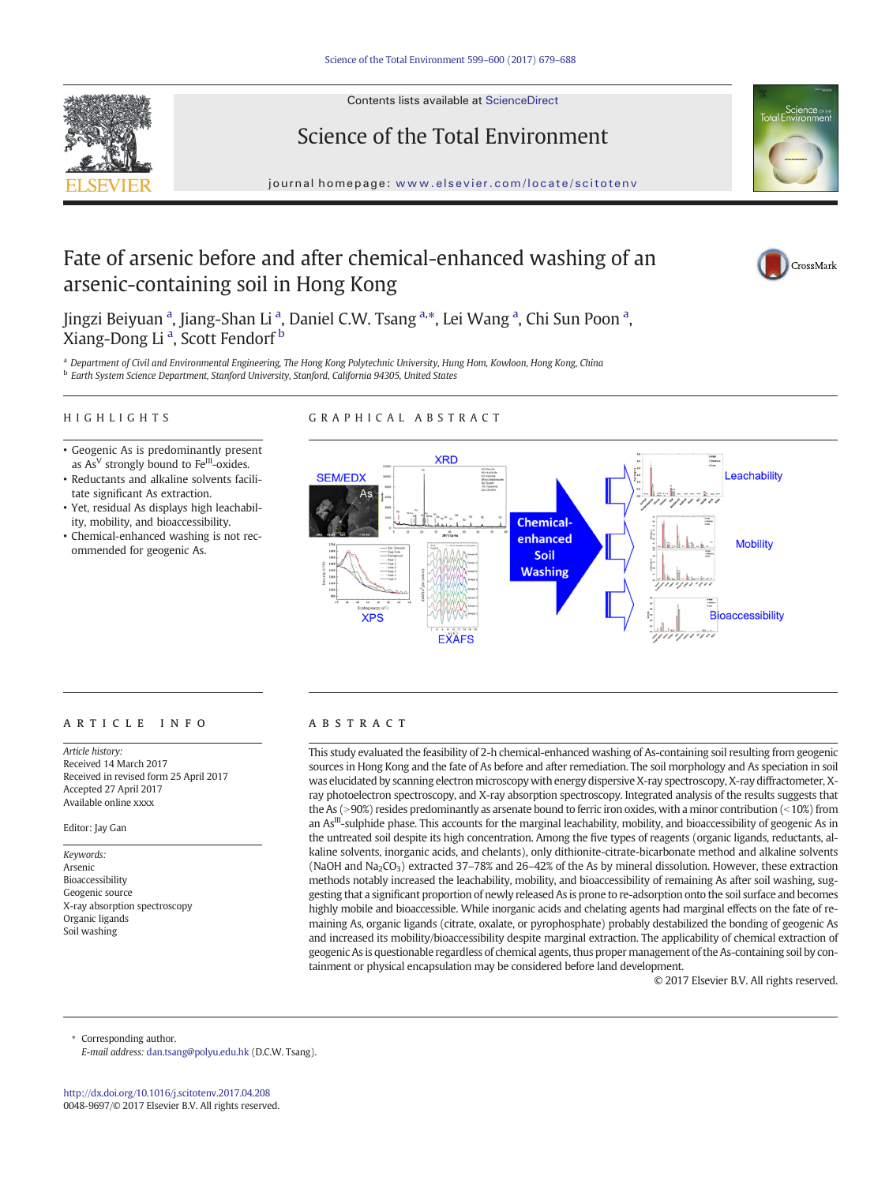Contents lists available at ScienceDirect

# Science of the Total Environment

journal homepage: www.elsevier.com/locate/scitotenv

# Fate of arsenic before and after chemical-enhanced washing of an arsenic-containing soil in Hong Kong

Jingzi Beiyuan [a], Jiang-Shan Li [a], Daniel C.W. Tsang [a,*], Lei Wang [a], Chi Sun Poon [a], Xiang-Dong Li [a], Scott Fendorf [b]

[a] Department of Civil and Environmental Engineering, The Hong Kong Polytechnic University, Hung Hom, Kowloon, Hong Kong, China
[b] Earth System Science Department, Stanford University, Stanford, California 94305, United States

## HIGHLIGHTS

- Geogenic As is predominantly present as $As^{V}$ strongly bound to $Fe^{III}$-oxides.
- Reductants and alkaline solvents facilitate significant As extraction.
- Yet, residual As displays high leachability, mobility, and bioaccessibility.
- Chemical-enhanced washing is not recommended for geogenic As.

## GRAPHICAL ABSTRACT

## ARTICLE INFO

*Article history:*
Received 14 March 2017
Received in revised form 25 April 2017
Accepted 27 April 2017
Available online xxxx

Editor: Jay Gan

*Keywords:*
Arsenic
Bioaccessibility
Geogenic source
X-ray absorption spectroscopy
Organic ligands
Soil washing

## ABSTRACT

This study evaluated the feasibility of 2-h chemical-enhanced washing of As-containing soil resulting from geogenic sources in Hong Kong and the fate of As before and after remediation. The soil morphology and As speciation in soil was elucidated by scanning electron microscopy with energy dispersive X-ray spectroscopy, X-ray diffractometer, X-ray photoelectron spectroscopy, and X-ray absorption spectroscopy. Integrated analysis of the results suggests that the As (>90%) resides predominantly as arsenate bound to ferric iron oxides, with a minor contribution (<10%) from an $As^{III}$-sulphide phase. This accounts for the marginal leachability, mobility, and bioaccessibility of geogenic As in the untreated soil despite its high concentration. Among the five types of reagents (organic ligands, reductants, alkaline solvents, inorganic acids, and chelants), only dithionite-citrate-bicarbonate method and alkaline solvents (NaOH and $Na_2CO_3$) extracted 37–78% and 26–42% of the As by mineral dissolution. However, these extraction methods notably increased the leachability, mobility, and bioaccessibility of remaining As after soil washing, suggesting that a significant proportion of newly released As is prone to re-adsorption onto the soil surface and becomes highly mobile and bioaccessible. While inorganic acids and chelating agents had marginal effects on the fate of remaining As, organic ligands (citrate, oxalate, or pyrophosphate) probably destabilized the bonding of geogenic As and increased its mobility/bioaccessibility despite marginal extraction. The applicability of chemical extraction of geogenic As is questionable regardless of chemical agents, thus proper management of the As-containing soil by containment or physical encapsulation may be considered before land development.

© 2017 Elsevier B.V. All rights reserved.

\* Corresponding author.
*E-mail address:* dan.tsang@polyu.edu.hk (D.C.W. Tsang).

http://dx.doi.org/10.1016/j.scitotenv.2017.04.208
0048-9697/© 2017 Elsevier B.V. All rights reserved.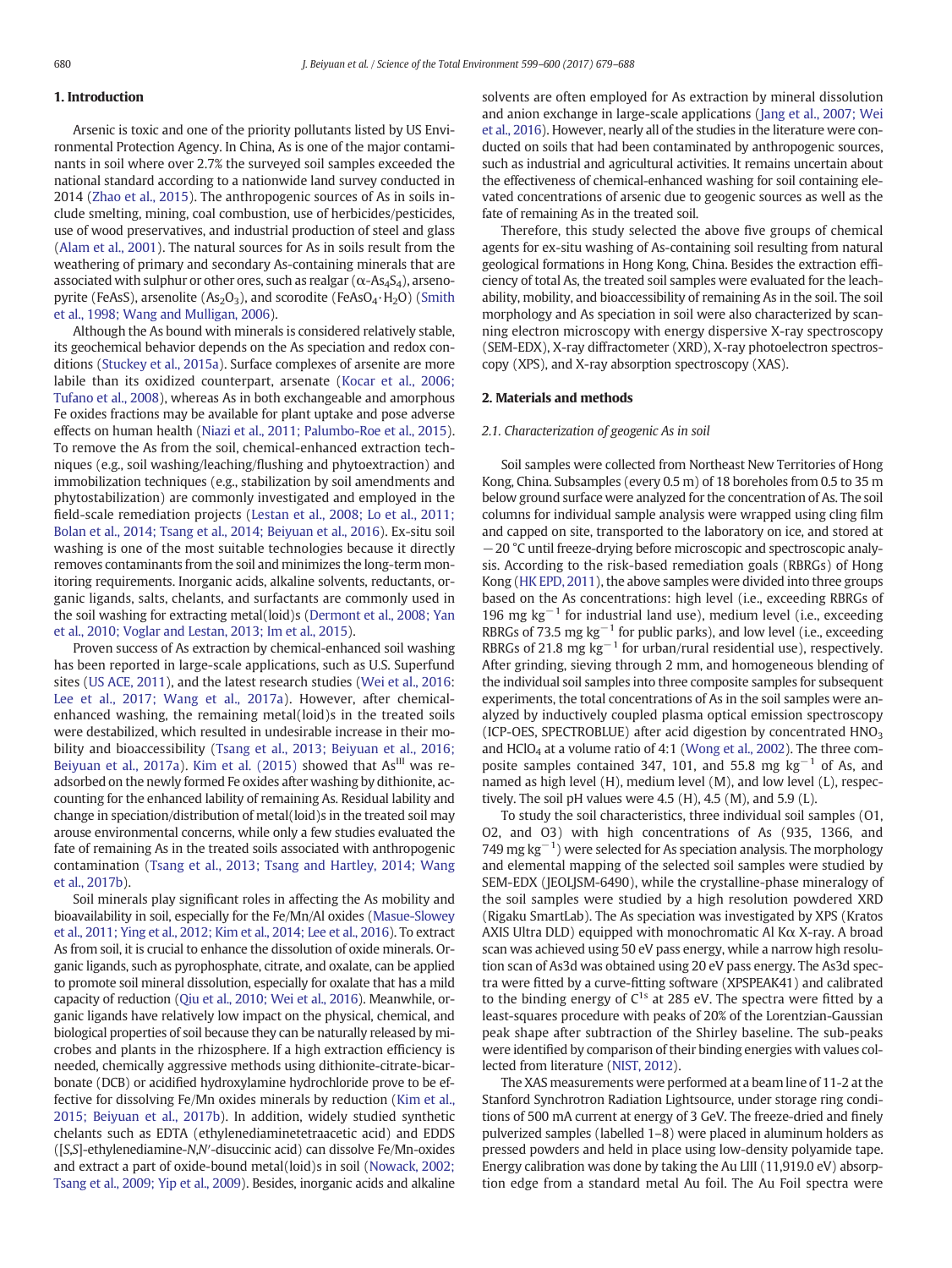## 1. Introduction

Arsenic is toxic and one of the priority pollutants listed by US Environmental Protection Agency. In China, As is one of the major contaminants in soil where over 2.7% the surveyed soil samples exceeded the national standard according to a nationwide land survey conducted in 2014 (Zhao et al., 2015). The anthropogenic sources of As in soils include smelting, mining, coal combustion, use of herbicides/pesticides, use of wood preservatives, and industrial production of steel and glass (Alam et al., 2001). The natural sources for As in soils result from the weathering of primary and secondary As-containing minerals that are associated with sulphur or other ores, such as realgar ($\alpha$-$As_4S_4$), arsenopyrite ($FeAsS$), arsenolite ($As_2O_3$), and scorodite ($FeAsO_4 \cdot H_2O$) (Smith et al., 1998; Wang and Mulligan, 2006).

Although the As bound with minerals is considered relatively stable, its geochemical behavior depends on the As speciation and redox conditions (Stuckey et al., 2015a). Surface complexes of arsenite are more labile than its oxidized counterpart, arsenate (Kocar et al., 2006; Tufano et al., 2008), whereas As in both exchangeable and amorphous Fe oxides fractions may be available for plant uptake and pose adverse effects on human health (Niazi et al., 2011; Palumbo-Roe et al., 2015). To remove the As from the soil, chemical-enhanced extraction techniques (e.g., soil washing/leaching/flushing and phytoextraction) and immobilization techniques (e.g., stabilization by soil amendments and phytostabilization) are commonly investigated and employed in the field-scale remediation projects (Lestan et al., 2008; Lo et al., 2011; Bolan et al., 2014; Tsang et al., 2014; Beiyuan et al., 2016). Ex-situ soil washing is one of the most suitable technologies because it directly removes contaminants from the soil and minimizes the long-term monitoring requirements. Inorganic acids, alkaline solvents, reductants, organic ligands, salts, chelants, and surfactants are commonly used in the soil washing for extracting metal(loid)s (Dermont et al., 2008; Yan et al., 2010; Voglar and Lestan, 2013; Im et al., 2015).

Proven success of As extraction by chemical-enhanced soil washing has been reported in large-scale applications, such as U.S. Superfund sites (US ACE, 2011), and the latest research studies (Wei et al., 2016: Lee et al., 2017; Wang et al., 2017a). However, after chemical-enhanced washing, the remaining metal(loid)s in the treated soils were destabilized, which resulted in undesirable increase in their mobility and bioaccessibility (Tsang et al., 2013; Beiyuan et al., 2016; Beiyuan et al., 2017a). Kim et al. (2015) showed that $As^{III}$ was re-adsorbed on the newly formed Fe oxides after washing by dithionite, accounting for the enhanced lability of remaining As. Residual lability and change in speciation/distribution of metal(loid)s in the treated soil may arouse environmental concerns, while only a few studies evaluated the fate of remaining As in the treated soils associated with anthropogenic contamination (Tsang et al., 2013; Tsang and Hartley, 2014; Wang et al., 2017b).

Soil minerals play significant roles in affecting the As mobility and bioavailability in soil, especially for the Fe/Mn/Al oxides (Masue-Slowey et al., 2011; Ying et al., 2012; Kim et al., 2014; Lee et al., 2016). To extract As from soil, it is crucial to enhance the dissolution of oxide minerals. Organic ligands, such as pyrophosphate, citrate, and oxalate, can be applied to promote soil mineral dissolution, especially for oxalate that has a mild capacity of reduction (Qiu et al., 2010; Wei et al., 2016). Meanwhile, organic ligands have relatively low impact on the physical, chemical, and biological properties of soil because they can be naturally released by microbes and plants in the rhizosphere. If a high extraction efficiency is needed, chemically aggressive methods using dithionite-citrate-bicarbonate (DCB) or acidified hydroxylamine hydrochloride prove to be effective for dissolving Fe/Mn oxides minerals by reduction (Kim et al., 2015; Beiyuan et al., 2017b). In addition, widely studied synthetic chelants such as EDTA (ethylenediaminetetraacetic acid) and EDDS ([*S,S*]-ethylenediamine-*N,N′*-disuccinic acid) can dissolve Fe/Mn-oxides and extract a part of oxide-bound metal(loid)s in soil (Nowack, 2002; Tsang et al., 2009; Yip et al., 2009). Besides, inorganic acids and alkaline solvents are often employed for As extraction by mineral dissolution and anion exchange in large-scale applications (Jang et al., 2007; Wei et al., 2016). However, nearly all of the studies in the literature were conducted on soils that had been contaminated by anthropogenic sources, such as industrial and agricultural activities. It remains uncertain about the effectiveness of chemical-enhanced washing for soil containing elevated concentrations of arsenic due to geogenic sources as well as the fate of remaining As in the treated soil.

Therefore, this study selected the above five groups of chemical agents for ex-situ washing of As-containing soil resulting from natural geological formations in Hong Kong, China. Besides the extraction efficiency of total As, the treated soil samples were evaluated for the leachability, mobility, and bioaccessibility of remaining As in the soil. The soil morphology and As speciation in soil were also characterized by scanning electron microscopy with energy dispersive X-ray spectroscopy (SEM-EDX), X-ray diffractometer (XRD), X-ray photoelectron spectroscopy (XPS), and X-ray absorption spectroscopy (XAS).

## 2. Materials and methods

### 2.1. Characterization of geogenic As in soil

Soil samples were collected from Northeast New Territories of Hong Kong, China. Subsamples (every 0.5 m) of 18 boreholes from 0.5 to 35 m below ground surface were analyzed for the concentration of As. The soil columns for individual sample analysis were wrapped using cling film and capped on site, transported to the laboratory on ice, and stored at −20 °C until freeze-drying before microscopic and spectroscopic analysis. According to the risk-based remediation goals (RBRGs) of Hong Kong (HK EPD, 2011), the above samples were divided into three groups based on the As concentrations: high level (i.e., exceeding RBRGs of 196 mg $kg^{-1}$ for industrial land use), medium level (i.e., exceeding RBRGs of 73.5 mg $kg^{-1}$ for public parks), and low level (i.e., exceeding RBRGs of 21.8 mg $kg^{-1}$ for urban/rural residential use), respectively. After grinding, sieving through 2 mm, and homogeneous blending of the individual soil samples into three composite samples for subsequent experiments, the total concentrations of As in the soil samples were analyzed by inductively coupled plasma optical emission spectroscopy (ICP-OES, SPECTROBLUE) after acid digestion by concentrated $HNO_3$ and $HClO_4$ at a volume ratio of 4:1 (Wong et al., 2002). The three composite samples contained 347, 101, and 55.8 mg $kg^{-1}$ of As, and named as high level (H), medium level (M), and low level (L), respectively. The soil pH values were 4.5 (H), 4.5 (M), and 5.9 (L).

To study the soil characteristics, three individual soil samples (O1, O2, and O3) with high concentrations of As (935, 1366, and 749 mg $kg^{-1}$) were selected for As speciation analysis. The morphology and elemental mapping of the selected soil samples were studied by SEM-EDX (JEOLJSM-6490), while the crystalline-phase mineralogy of the soil samples were studied by a high resolution powdered XRD (Rigaku SmartLab). The As speciation was investigated by XPS (Kratos AXIS Ultra DLD) equipped with monochromatic Al Kα X-ray. A broad scan was achieved using 50 eV pass energy, while a narrow high resolution scan of As3d was obtained using 20 eV pass energy. The As3d spectra were fitted by a curve-fitting software (XPSPEAK41) and calibrated to the binding energy of $C^{1s}$ at 285 eV. The spectra were fitted by a least-squares procedure with peaks of 20% of the Lorentzian-Gaussian peak shape after subtraction of the Shirley baseline. The sub-peaks were identified by comparison of their binding energies with values collected from literature (NIST, 2012).

The XAS measurements were performed at a beam line of 11-2 at the Stanford Synchrotron Radiation Lightsource, under storage ring conditions of 500 mA current at energy of 3 GeV. The freeze-dried and finely pulverized samples (labelled 1–8) were placed in aluminum holders as pressed powders and held in place using low-density polyamide tape. Energy calibration was done by taking the Au LIII (11,919.0 eV) absorption edge from a standard metal Au foil. The Au Foil spectra were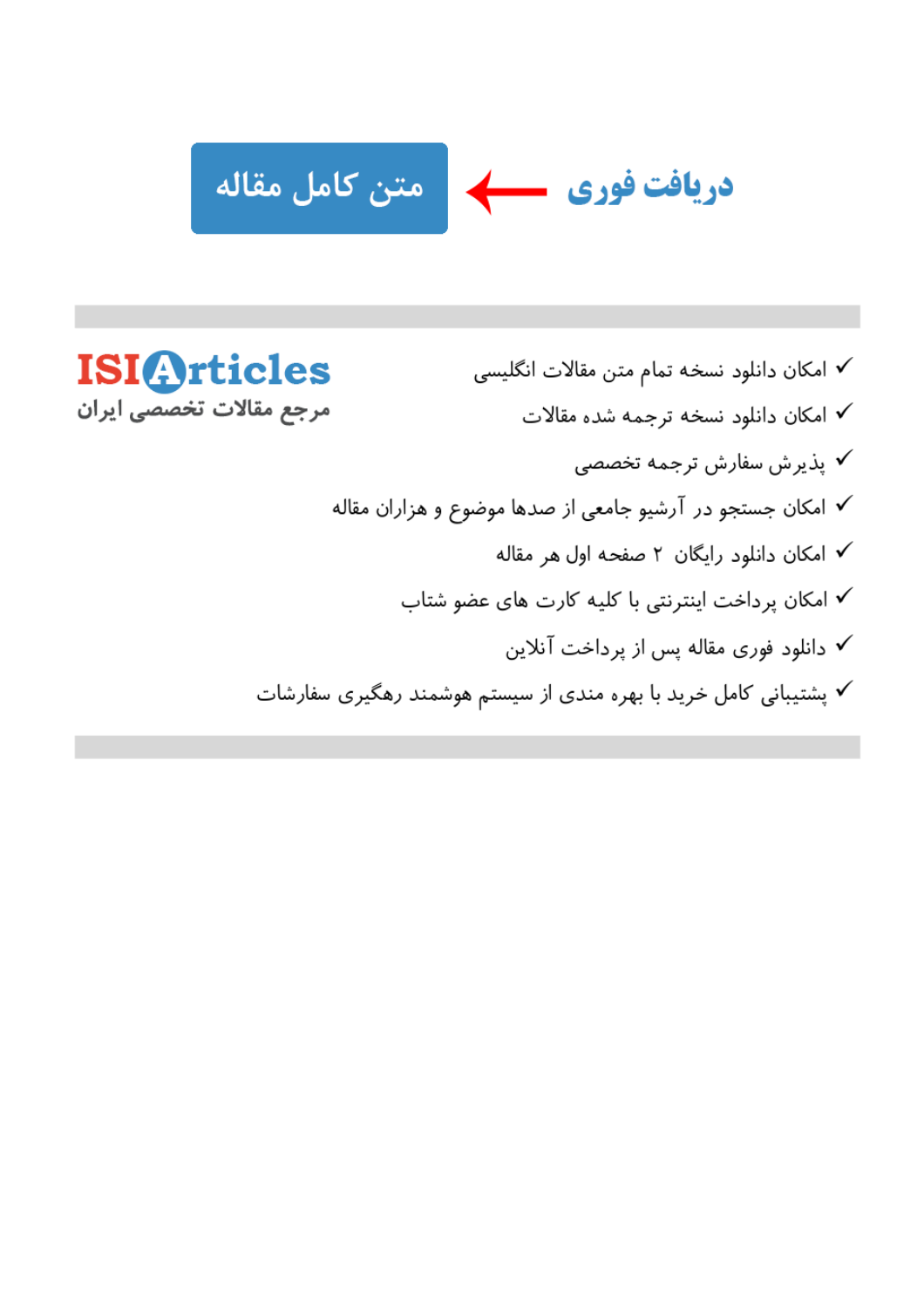دریافت فوری ← متن کامل مقاله

ISIArticles
مرجع مقالات تخصصی ایران

- ✓ امکان دانلود نسخه تمام متن مقالات انگلیسی
- ✓ امکان دانلود نسخه ترجمه شده مقالات
- ✓ پذیرش سفارش ترجمه تخصصی
- ✓ امکان جستجو در آرشیو جامعی از صدها موضوع و هزاران مقاله
- ✓ امکان دانلود رایگان ۲ صفحه اول هر مقاله
- ✓ امکان پرداخت اینترنتی با کلیه کارت های عضو شتاب
- ✓ دانلود فوری مقاله پس از پرداخت آنلاین
- ✓ پشتیبانی کامل خرید با بهره مندی از سیستم هوشمند رهگیری سفارشات